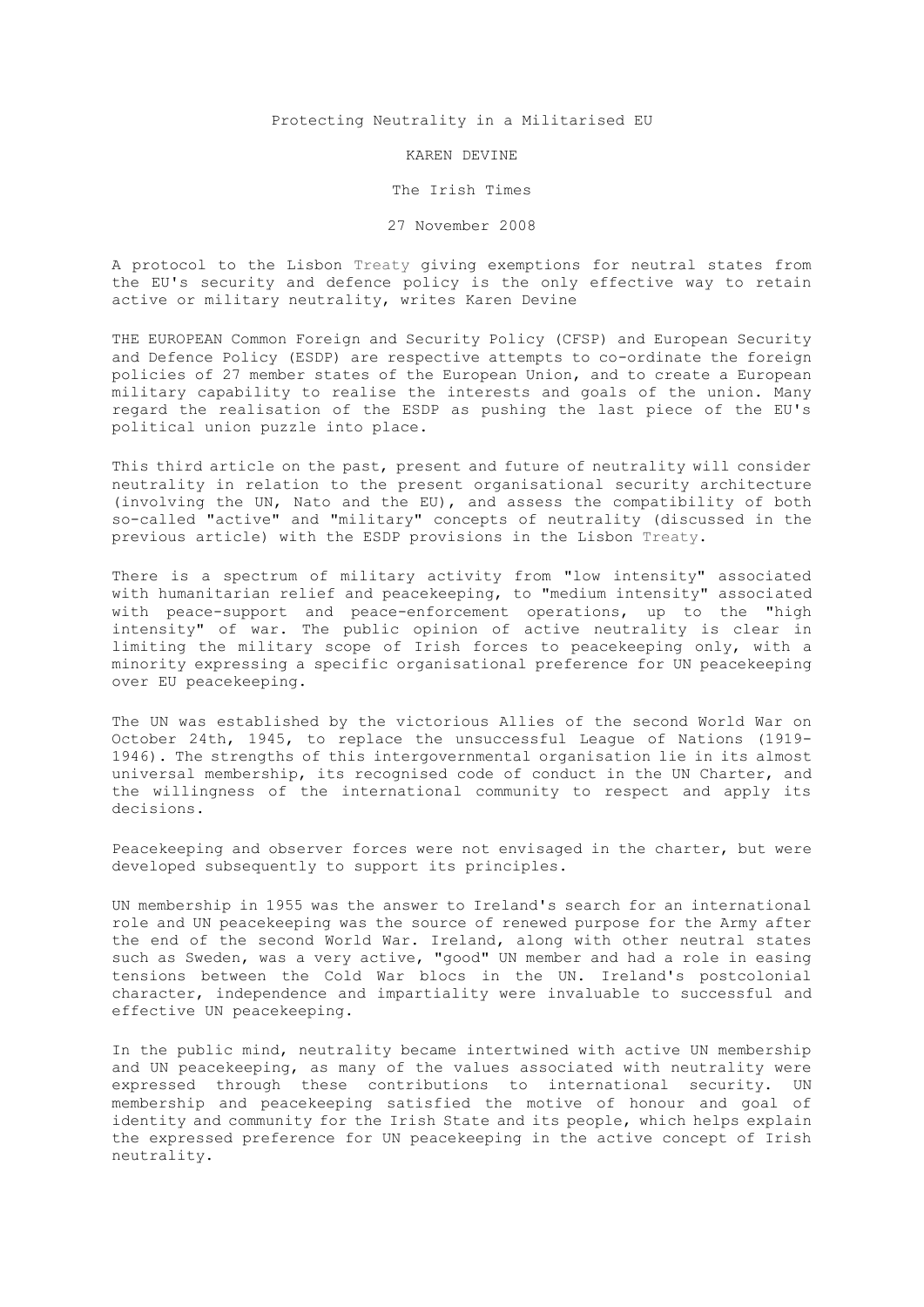# Protecting Neutrality in a Militarised EU

KAREN DEVINE

The Irish Times

27 November 2008

A protocol to the Lisbon Treaty giving exemptions for neutral states from the EU's security and defence policy is the only effective way to retain active or military neutrality, writes Karen Devine

THE EUROPEAN Common Foreign and Security Policy (CFSP) and European Security and Defence Policy (ESDP) are respective attempts to co-ordinate the foreign policies of 27 member states of the European Union, and to create a European military capability to realise the interests and goals of the union. Many regard the realisation of the ESDP as pushing the last piece of the EU's political union puzzle into place.

This third article on the past, present and future of neutrality will consider neutrality in relation to the present organisational security architecture (involving the UN, Nato and the EU), and assess the compatibility of both so-called "active" and "military" concepts of neutrality (discussed in the previous article) with the ESDP provisions in the Lisbon Treaty.

There is a spectrum of military activity from "low intensity" associated with humanitarian relief and peacekeeping, to "medium intensity" associated with peace-support and peace-enforcement operations, up to the "high intensity" of war. The public opinion of active neutrality is clear in limiting the military scope of Irish forces to peacekeeping only, with a minority expressing a specific organisational preference for UN peacekeeping over EU peacekeeping.

The UN was established by the victorious Allies of the second World War on October 24th, 1945, to replace the unsuccessful League of Nations (1919-1946). The strengths of this intergovernmental organisation lie in its almost universal membership, its recognised code of conduct in the UN Charter, and the willingness of the international community to respect and apply its decisions.

Peacekeeping and observer forces were not envisaged in the charter, but were developed subsequently to support its principles.

UN membership in 1955 was the answer to Ireland's search for an international role and UN peacekeeping was the source of renewed purpose for the Army after the end of the second World War. Ireland, along with other neutral states such as Sweden, was a very active, "good" UN member and had a role in easing tensions between the Cold War blocs in the UN. Ireland's postcolonial character, independence and impartiality were invaluable to successful and effective UN peacekeeping.

In the public mind, neutrality became intertwined with active UN membership and UN peacekeeping, as many of the values associated with neutrality were expressed through these contributions to international security. UN membership and peacekeeping satisfied the motive of honour and goal of identity and community for the Irish State and its people, which helps explain the expressed preference for UN peacekeeping in the active concept of Irish neutrality.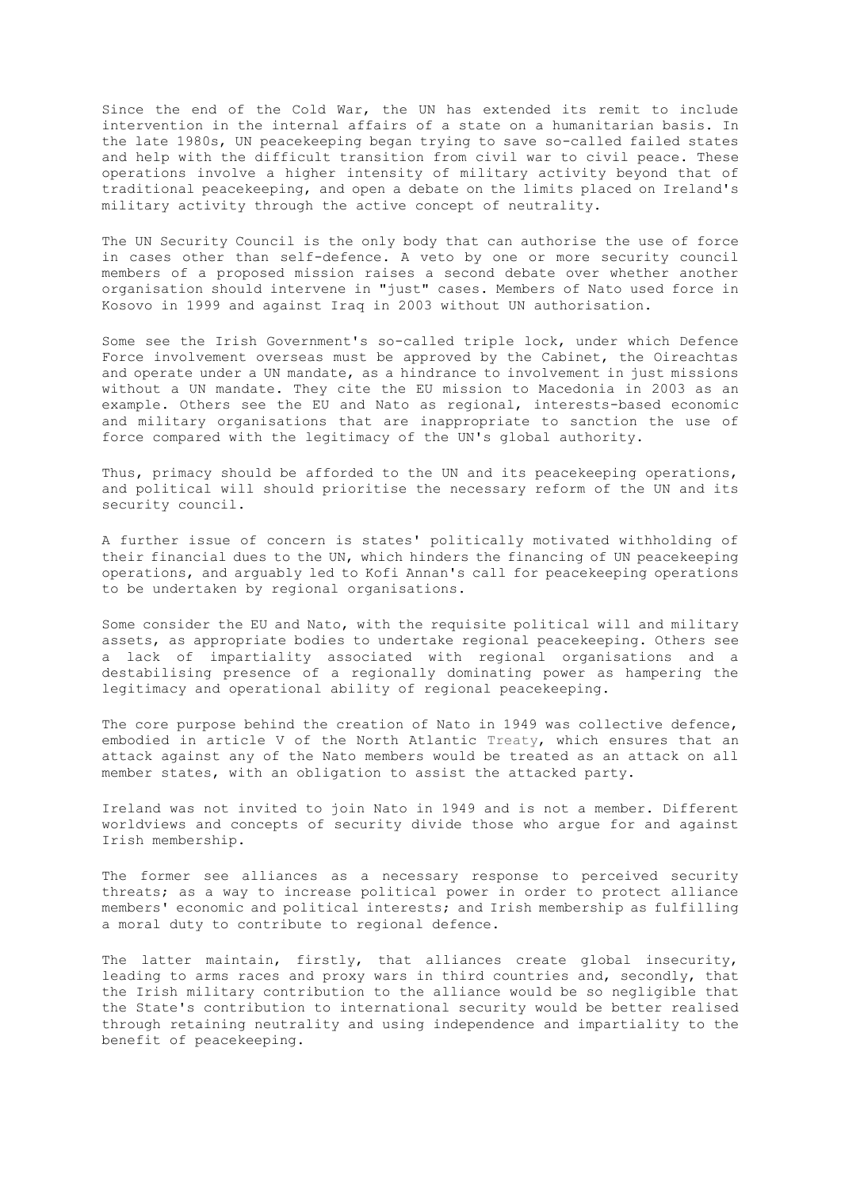Since the end of the Cold War, the UN has extended its remit to include intervention in the internal affairs of a state on a humanitarian basis. In the late 1980s, UN peacekeeping began trying to save so-called failed states and help with the difficult transition from civil war to civil peace. These operations involve a higher intensity of military activity beyond that of traditional peacekeeping, and open a debate on the limits placed on Ireland's military activity through the active concept of neutrality.

The UN Security Council is the only body that can authorise the use of force in cases other than self-defence. A veto by one or more security council members of a proposed mission raises a second debate over whether another organisation should intervene in "just" cases. Members of Nato used force in Kosovo in 1999 and against Iraq in 2003 without UN authorisation.

Some see the Irish Government's so-called triple lock, under which Defence Force involvement overseas must be approved by the Cabinet, the Oireachtas and operate under a UN mandate, as a hindrance to involvement in just missions without a UN mandate. They cite the EU mission to Macedonia in 2003 as an example. Others see the EU and Nato as regional, interests-based economic and military organisations that are inappropriate to sanction the use of force compared with the legitimacy of the UN's global authority.

Thus, primacy should be afforded to the UN and its peacekeeping operations, and political will should prioritise the necessary reform of the UN and its security council.

A further issue of concern is states' politically motivated withholding of their financial dues to the UN, which hinders the financing of UN peacekeeping operations, and arguably led to Kofi Annan's call for peacekeeping operations to be undertaken by regional organisations.

Some consider the EU and Nato, with the requisite political will and military assets, as appropriate bodies to undertake regional peacekeeping. Others see a lack of impartiality associated with regional organisations and a destabilising presence of a regionally dominating power as hampering the legitimacy and operational ability of regional peacekeeping.

The core purpose behind the creation of Nato in 1949 was collective defence, embodied in article V of the North Atlantic Treaty, which ensures that an attack against any of the Nato members would be treated as an attack on all member states, with an obligation to assist the attacked party.

Ireland was not invited to join Nato in 1949 and is not a member. Different worldviews and concepts of security divide those who argue for and against Irish membership.

The former see alliances as a necessary response to perceived security threats; as a way to increase political power in order to protect alliance members' economic and political interests; and Irish membership as fulfilling a moral duty to contribute to regional defence.

The latter maintain, firstly, that alliances create global insecurity, leading to arms races and proxy wars in third countries and, secondly, that the Irish military contribution to the alliance would be so negligible that the State's contribution to international security would be better realised through retaining neutrality and using independence and impartiality to the benefit of peacekeeping.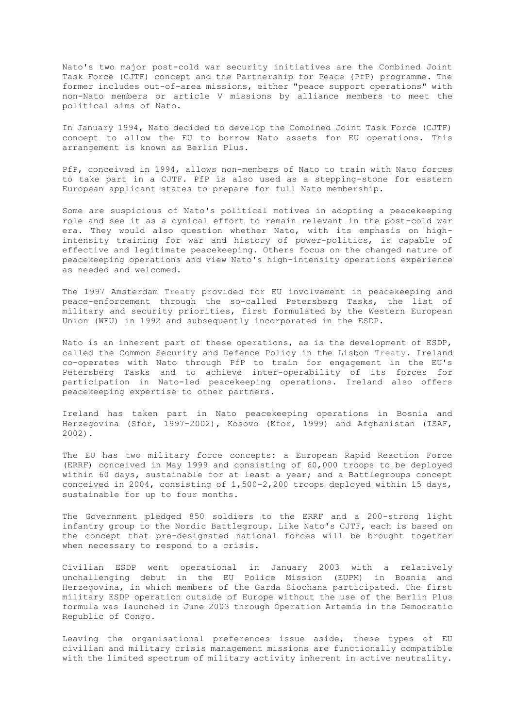Nato's two major post-cold war security initiatives are the Combined Joint Task Force (CJTF) concept and the Partnership for Peace (PfP) programme. The former includes out-of-area missions, either "peace support operations" with non-Nato members or article V missions by alliance members to meet the political aims of Nato.

In January 1994, Nato decided to develop the Combined Joint Task Force (CJTF) concept to allow the EU to borrow Nato assets for EU operations. This arrangement is known as Berlin Plus.

PfP, conceived in 1994, allows non-members of Nato to train with Nato forces to take part in a CJTF. PfP is also used as a stepping-stone for eastern European applicant states to prepare for full Nato membership.

Some are suspicious of Nato's political motives in adopting a peacekeeping role and see it as a cynical effort to remain relevant in the post-cold war era. They would also question whether Nato, with its emphasis on high-intensity training for war and history of power-politics, is capable of effective and legitimate peacekeeping. Others focus on the changed nature of peacekeeping operations and view Nato's high-intensity operations experience as needed and welcomed.

The 1997 Amsterdam Treaty provided for EU involvement in peacekeeping and peace-enforcement through the so-called Petersberg Tasks, the list of military and security priorities, first formulated by the Western European Union (WEU) in 1992 and subsequently incorporated in the ESDP.

Nato is an inherent part of these operations, as is the development of ESDP, called the Common Security and Defence Policy in the Lisbon Treaty. Ireland co-operates with Nato through PfP to train for engagement in the EU's Petersberg Tasks and to achieve inter-operability of its forces for participation in Nato-led peacekeeping operations. Ireland also offers peacekeeping expertise to other partners.

Ireland has taken part in Nato peacekeeping operations in Bosnia and Herzegovina (Sfor, 1997-2002), Kosovo (Kfor, 1999) and Afghanistan (ISAF, 2002).

The EU has two military force concepts: a European Rapid Reaction Force (ERRF) conceived in May 1999 and consisting of 60,000 troops to be deployed within 60 days, sustainable for at least a year; and a Battlegroups concept conceived in 2004, consisting of 1,500-2,200 troops deployed within 15 days, sustainable for up to four months.

The Government pledged 850 soldiers to the ERRF and a 200-strong light infantry group to the Nordic Battlegroup. Like Nato's CJTF, each is based on the concept that pre-designated national forces will be brought together when necessary to respond to a crisis.

Civilian ESDP went operational in January 2003 with a relatively unchallenging debut in the EU Police Mission (EUPM) in Bosnia and Herzegovina, in which members of the Garda Siochana participated. The first military ESDP operation outside of Europe without the use of the Berlin Plus formula was launched in June 2003 through Operation Artemis in the Democratic Republic of Congo.

Leaving the organisational preferences issue aside, these types of EU civilian and military crisis management missions are functionally compatible with the limited spectrum of military activity inherent in active neutrality.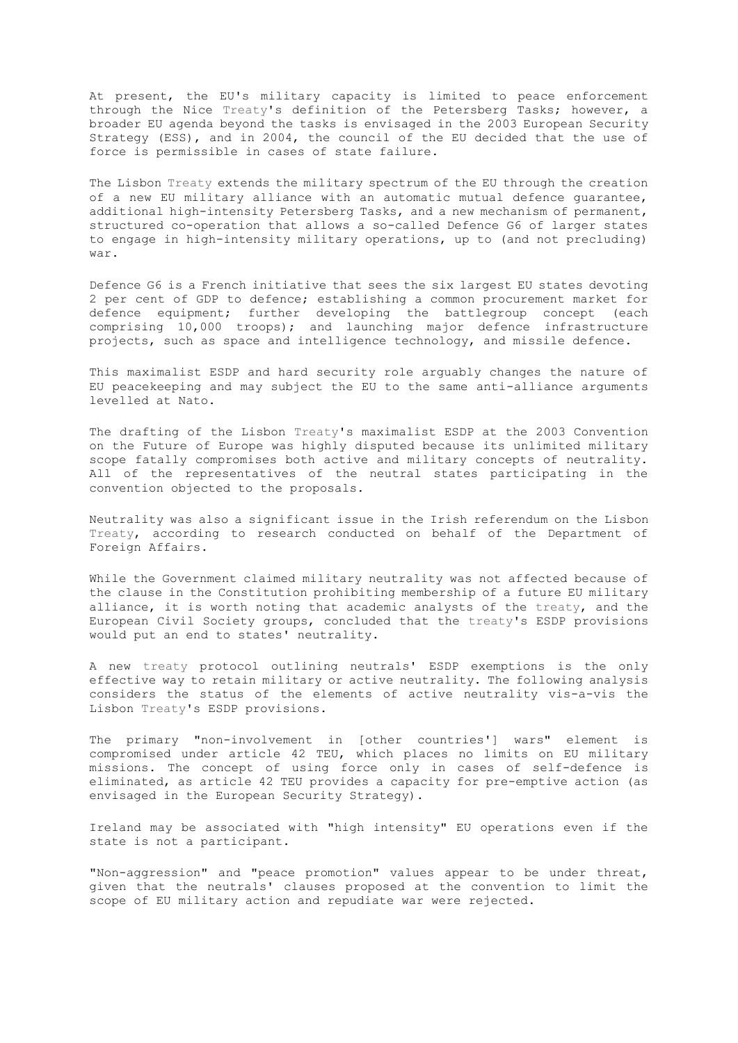At present, the EU's military capacity is limited to peace enforcement through the Nice Treaty's definition of the Petersberg Tasks; however, a broader EU agenda beyond the tasks is envisaged in the 2003 European Security Strategy (ESS), and in 2004, the council of the EU decided that the use of force is permissible in cases of state failure.

The Lisbon Treaty extends the military spectrum of the EU through the creation of a new EU military alliance with an automatic mutual defence guarantee, additional high-intensity Petersberg Tasks, and a new mechanism of permanent, structured co-operation that allows a so-called Defence G6 of larger states to engage in high-intensity military operations, up to (and not precluding) war.

Defence G6 is a French initiative that sees the six largest EU states devoting 2 per cent of GDP to defence; establishing a common procurement market for defence equipment; further developing the battlegroup concept (each comprising 10,000 troops); and launching major defence infrastructure projects, such as space and intelligence technology, and missile defence.

This maximalist ESDP and hard security role arguably changes the nature of EU peacekeeping and may subject the EU to the same anti-alliance arguments levelled at Nato.

The drafting of the Lisbon Treaty's maximalist ESDP at the 2003 Convention on the Future of Europe was highly disputed because its unlimited military scope fatally compromises both active and military concepts of neutrality. All of the representatives of the neutral states participating in the convention objected to the proposals.

Neutrality was also a significant issue in the Irish referendum on the Lisbon Treaty, according to research conducted on behalf of the Department of Foreign Affairs.

While the Government claimed military neutrality was not affected because of the clause in the Constitution prohibiting membership of a future EU military alliance, it is worth noting that academic analysts of the treaty, and the European Civil Society groups, concluded that the treaty's ESDP provisions would put an end to states' neutrality.

A new treaty protocol outlining neutrals' ESDP exemptions is the only effective way to retain military or active neutrality. The following analysis considers the status of the elements of active neutrality vis-a-vis the Lisbon Treaty's ESDP provisions.

The primary "non-involvement in [other countries'] wars" element is compromised under article 42 TEU, which places no limits on EU military missions. The concept of using force only in cases of self-defence is eliminated, as article 42 TEU provides a capacity for pre-emptive action (as envisaged in the European Security Strategy).

Ireland may be associated with "high intensity" EU operations even if the state is not a participant.

"Non-aggression" and "peace promotion" values appear to be under threat, given that the neutrals' clauses proposed at the convention to limit the scope of EU military action and repudiate war were rejected.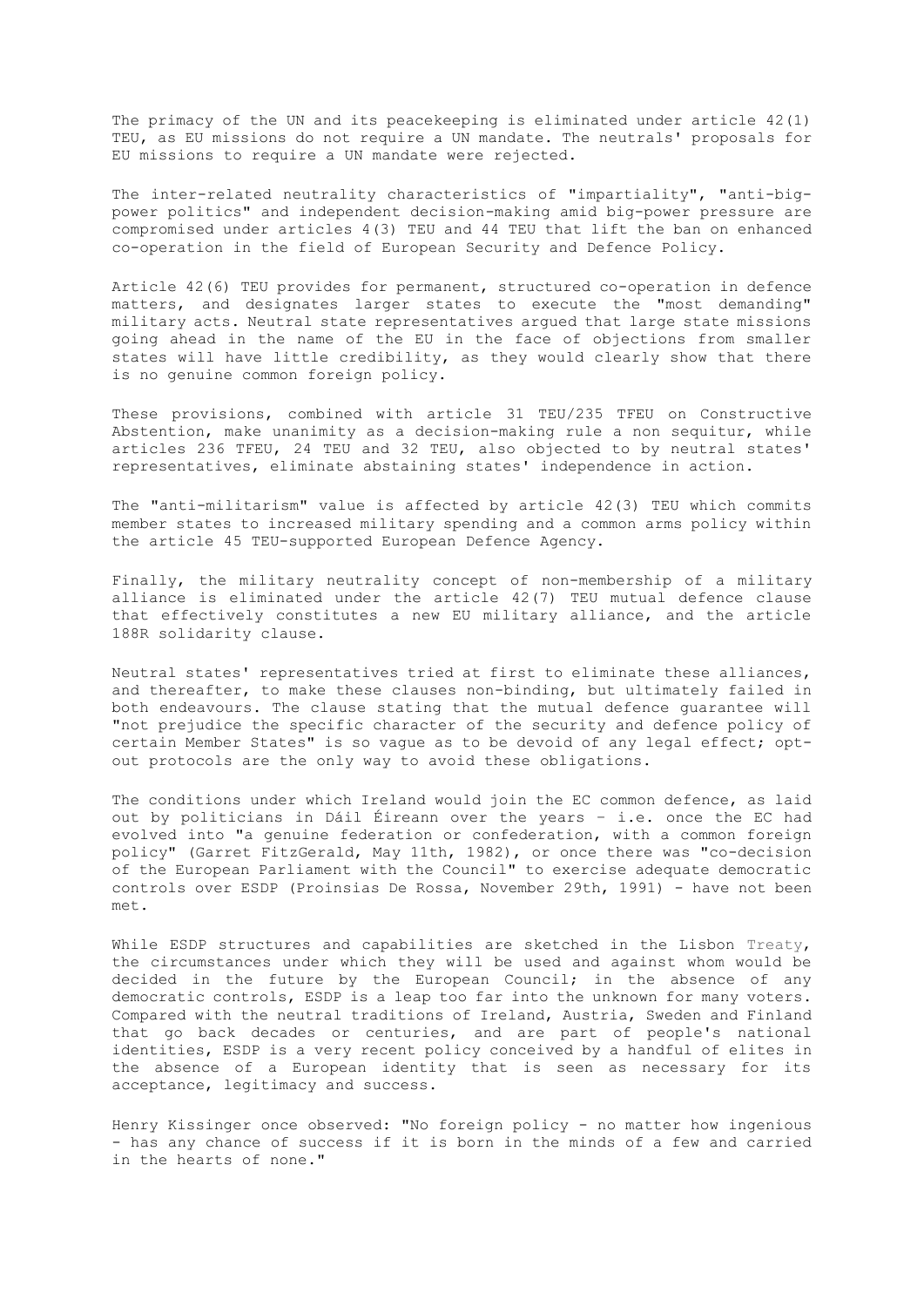The primacy of the UN and its peacekeeping is eliminated under article 42(1) TEU, as EU missions do not require a UN mandate. The neutrals' proposals for EU missions to require a UN mandate were rejected.

The inter-related neutrality characteristics of "impartiality", "anti-big-power politics" and independent decision-making amid big-power pressure are compromised under articles 4(3) TEU and 44 TEU that lift the ban on enhanced co-operation in the field of European Security and Defence Policy.

Article 42(6) TEU provides for permanent, structured co-operation in defence matters, and designates larger states to execute the "most demanding" military acts. Neutral state representatives argued that large state missions going ahead in the name of the EU in the face of objections from smaller states will have little credibility, as they would clearly show that there is no genuine common foreign policy.

These provisions, combined with article 31 TEU/235 TFEU on Constructive Abstention, make unanimity as a decision-making rule a non sequitur, while articles 236 TFEU, 24 TEU and 32 TEU, also objected to by neutral states' representatives, eliminate abstaining states' independence in action.

The "anti-militarism" value is affected by article 42(3) TEU which commits member states to increased military spending and a common arms policy within the article 45 TEU-supported European Defence Agency.

Finally, the military neutrality concept of non-membership of a military alliance is eliminated under the article 42(7) TEU mutual defence clause that effectively constitutes a new EU military alliance, and the article 188R solidarity clause.

Neutral states' representatives tried at first to eliminate these alliances, and thereafter, to make these clauses non-binding, but ultimately failed in both endeavours. The clause stating that the mutual defence guarantee will "not prejudice the specific character of the security and defence policy of certain Member States" is so vague as to be devoid of any legal effect; opt-out protocols are the only way to avoid these obligations.

The conditions under which Ireland would join the EC common defence, as laid out by politicians in Dáil Éireann over the years – i.e. once the EC had evolved into "a genuine federation or confederation, with a common foreign policy" (Garret FitzGerald, May 11th, 1982), or once there was "co-decision of the European Parliament with the Council" to exercise adequate democratic controls over ESDP (Proinsias De Rossa, November 29th, 1991) - have not been met.

While ESDP structures and capabilities are sketched in the Lisbon Treaty, the circumstances under which they will be used and against whom would be decided in the future by the European Council; in the absence of any democratic controls, ESDP is a leap too far into the unknown for many voters. Compared with the neutral traditions of Ireland, Austria, Sweden and Finland that go back decades or centuries, and are part of people's national identities, ESDP is a very recent policy conceived by a handful of elites in the absence of a European identity that is seen as necessary for its acceptance, legitimacy and success.

Henry Kissinger once observed: "No foreign policy - no matter how ingenious - has any chance of success if it is born in the minds of a few and carried in the hearts of none."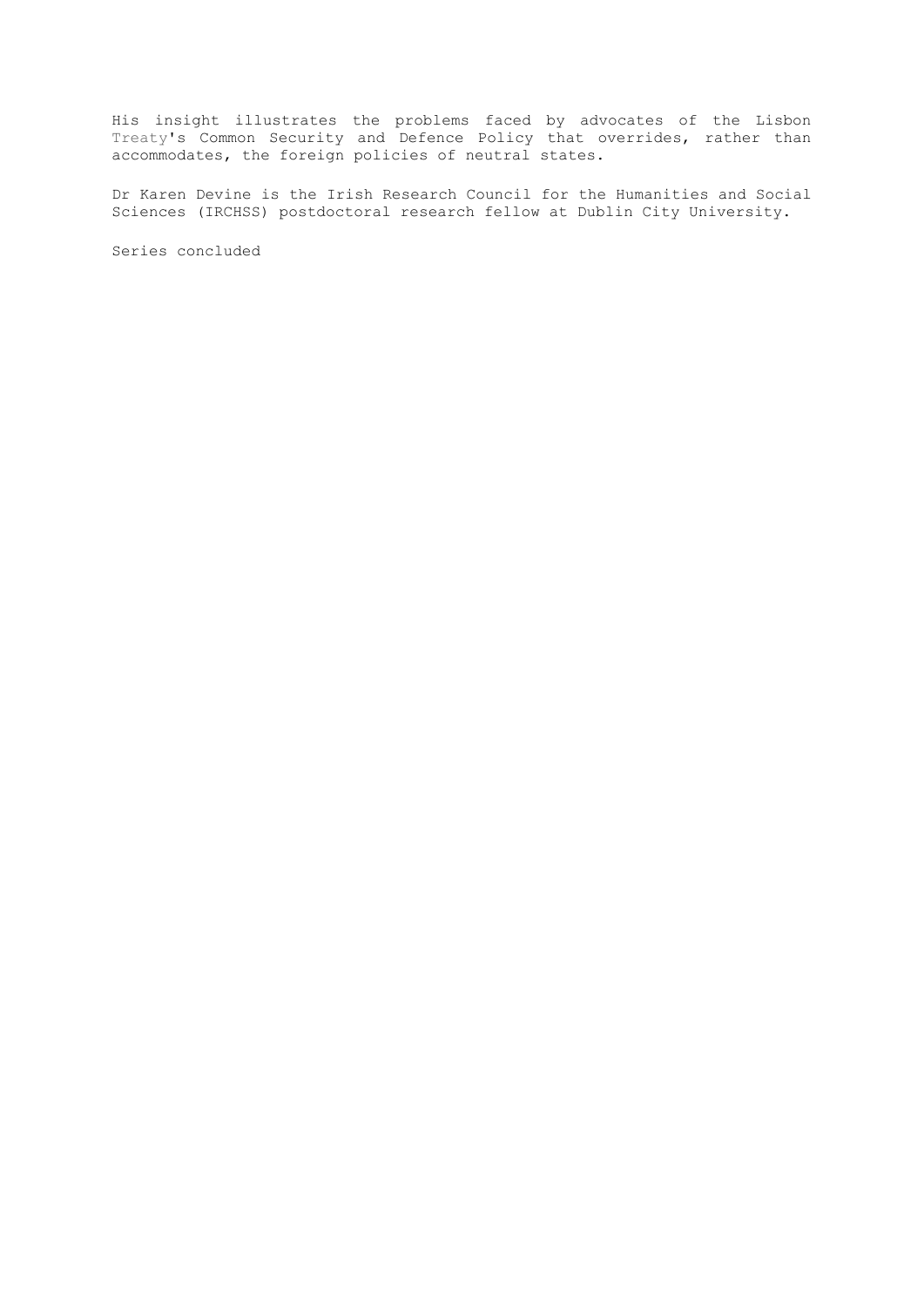His insight illustrates the problems faced by advocates of the Lisbon Treaty's Common Security and Defence Policy that overrides, rather than accommodates, the foreign policies of neutral states.

Dr Karen Devine is the Irish Research Council for the Humanities and Social Sciences (IRCHSS) postdoctoral research fellow at Dublin City University.

Series concluded